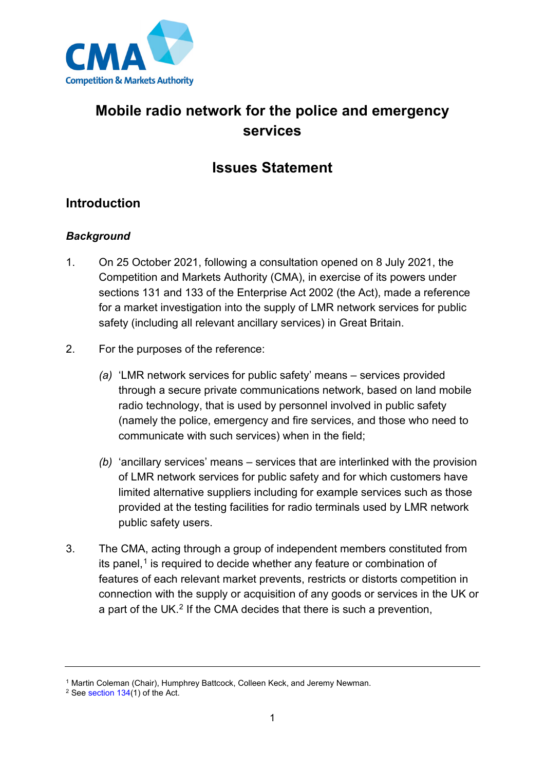# Mobile radio network for the police and emergency services

## Issues Statement

## Introduction

### *Background*

1. On 25 October 2021, following a consultation opened on 8 July 2021, the Competition and Markets Authority (CMA), in exercise of its powers under sections 131 and 133 of the Enterprise Act 2002 (the Act), made a reference for a market investigation into the supply of LMR network services for public safety (including all relevant ancillary services) in Great Britain.

2. For the purposes of the reference:

   *(a)* 'LMR network services for public safety' means – services provided through a secure private communications network, based on land mobile radio technology, that is used by personnel involved in public safety (namely the police, emergency and fire services, and those who need to communicate with such services) when in the field;

   *(b)* 'ancillary services' means – services that are interlinked with the provision of LMR network services for public safety and for which customers have limited alternative suppliers including for example services such as those provided at the testing facilities for radio terminals used by LMR network public safety users.

3. The CMA, acting through a group of independent members constituted from its panel,[1] is required to decide whether any feature or combination of features of each relevant market prevents, restricts or distorts competition in connection with the supply or acquisition of any goods or services in the UK or a part of the UK.[2] If the CMA decides that there is such a prevention,

---

[1] Martin Coleman (Chair), Humphrey Battcock, Colleen Keck, and Jeremy Newman.
[2] See section 134(1) of the Act.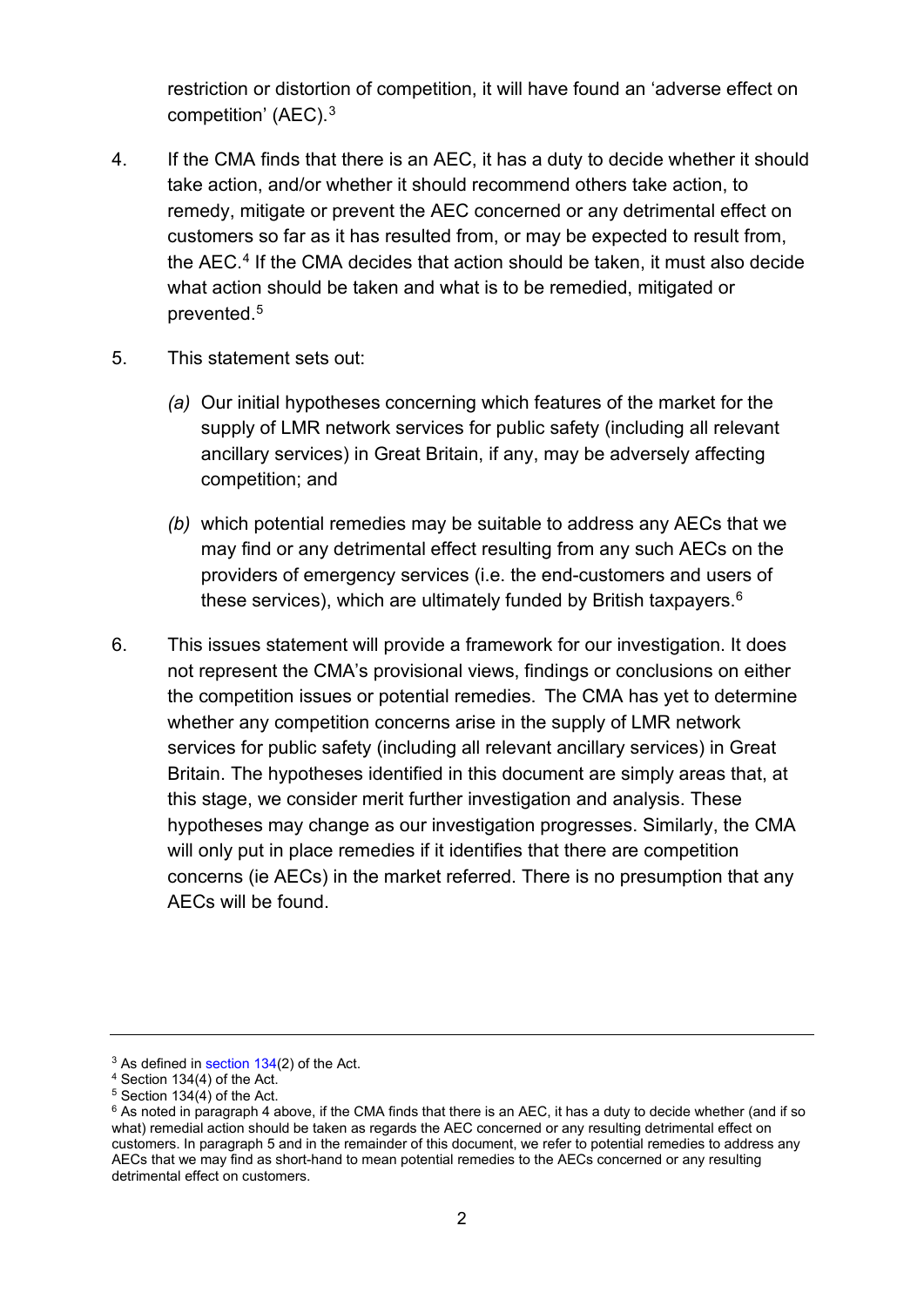restriction or distortion of competition, it will have found an 'adverse effect on competition' (AEC).[3]

4. If the CMA finds that there is an AEC, it has a duty to decide whether it should take action, and/or whether it should recommend others take action, to remedy, mitigate or prevent the AEC concerned or any detrimental effect on customers so far as it has resulted from, or may be expected to result from, the AEC.[4] If the CMA decides that action should be taken, it must also decide what action should be taken and what is to be remedied, mitigated or prevented.[5]

5. This statement sets out:

   *(a)* Our initial hypotheses concerning which features of the market for the supply of LMR network services for public safety (including all relevant ancillary services) in Great Britain, if any, may be adversely affecting competition; and

   *(b)* which potential remedies may be suitable to address any AECs that we may find or any detrimental effect resulting from any such AECs on the providers of emergency services (i.e. the end-customers and users of these services), which are ultimately funded by British taxpayers.[6]

6. This issues statement will provide a framework for our investigation. It does not represent the CMA's provisional views, findings or conclusions on either the competition issues or potential remedies. The CMA has yet to determine whether any competition concerns arise in the supply of LMR network services for public safety (including all relevant ancillary services) in Great Britain. The hypotheses identified in this document are simply areas that, at this stage, we consider merit further investigation and analysis. These hypotheses may change as our investigation progresses. Similarly, the CMA will only put in place remedies if it identifies that there are competition concerns (ie AECs) in the market referred. There is no presumption that any AECs will be found.

---

[3] As defined in section 134(2) of the Act.

[4] Section 134(4) of the Act.

[5] Section 134(4) of the Act.

[6] As noted in paragraph 4 above, if the CMA finds that there is an AEC, it has a duty to decide whether (and if so what) remedial action should be taken as regards the AEC concerned or any resulting detrimental effect on customers. In paragraph 5 and in the remainder of this document, we refer to potential remedies to address any AECs that we may find as short-hand to mean potential remedies to the AECs concerned or any resulting detrimental effect on customers.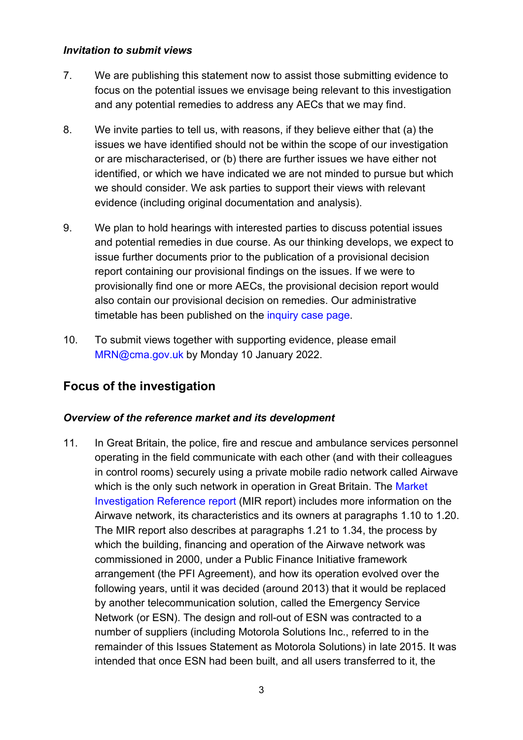### *Invitation to submit views*

7. We are publishing this statement now to assist those submitting evidence to focus on the potential issues we envisage being relevant to this investigation and any potential remedies to address any AECs that we may find.

8. We invite parties to tell us, with reasons, if they believe either that (a) the issues we have identified should not be within the scope of our investigation or are mischaracterised, or (b) there are further issues we have either not identified, or which we have indicated we are not minded to pursue but which we should consider. We ask parties to support their views with relevant evidence (including original documentation and analysis).

9. We plan to hold hearings with interested parties to discuss potential issues and potential remedies in due course. As our thinking develops, we expect to issue further documents prior to the publication of a provisional decision report containing our provisional findings on the issues. If we were to provisionally find one or more AECs, the provisional decision report would also contain our provisional decision on remedies. Our administrative timetable has been published on the inquiry case page.

10. To submit views together with supporting evidence, please email MRN@cma.gov.uk by Monday 10 January 2022.

## Focus of the investigation

### *Overview of the reference market and its development*

11. In Great Britain, the police, fire and rescue and ambulance services personnel operating in the field communicate with each other (and with their colleagues in control rooms) securely using a private mobile radio network called Airwave which is the only such network in operation in Great Britain. The Market Investigation Reference report (MIR report) includes more information on the Airwave network, its characteristics and its owners at paragraphs 1.10 to 1.20. The MIR report also describes at paragraphs 1.21 to 1.34, the process by which the building, financing and operation of the Airwave network was commissioned in 2000, under a Public Finance Initiative framework arrangement (the PFI Agreement), and how its operation evolved over the following years, until it was decided (around 2013) that it would be replaced by another telecommunication solution, called the Emergency Service Network (or ESN). The design and roll-out of ESN was contracted to a number of suppliers (including Motorola Solutions Inc., referred to in the remainder of this Issues Statement as Motorola Solutions) in late 2015. It was intended that once ESN had been built, and all users transferred to it, the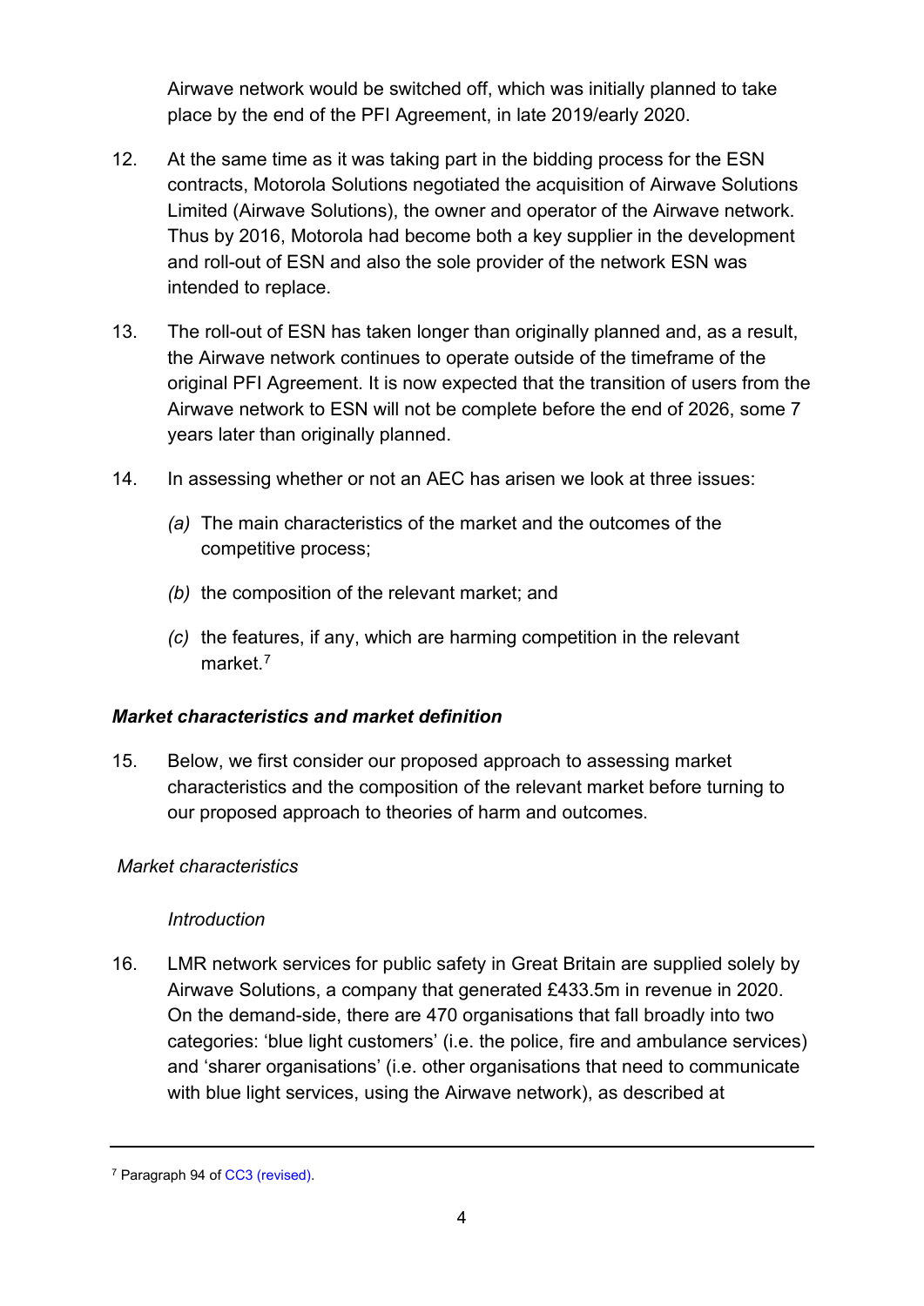Airwave network would be switched off, which was initially planned to take place by the end of the PFI Agreement, in late 2019/early 2020.

12. At the same time as it was taking part in the bidding process for the ESN contracts, Motorola Solutions negotiated the acquisition of Airwave Solutions Limited (Airwave Solutions), the owner and operator of the Airwave network. Thus by 2016, Motorola had become both a key supplier in the development and roll-out of ESN and also the sole provider of the network ESN was intended to replace.

13. The roll-out of ESN has taken longer than originally planned and, as a result, the Airwave network continues to operate outside of the timeframe of the original PFI Agreement. It is now expected that the transition of users from the Airwave network to ESN will not be complete before the end of 2026, some 7 years later than originally planned.

14. In assessing whether or not an AEC has arisen we look at three issues:

    *(a)* The main characteristics of the market and the outcomes of the competitive process;

    *(b)* the composition of the relevant market; and

    *(c)* the features, if any, which are harming competition in the relevant market.[7]

### *Market characteristics and market definition*

15. Below, we first consider our proposed approach to assessing market characteristics and the composition of the relevant market before turning to our proposed approach to theories of harm and outcomes.

*Market characteristics*

*Introduction*

16. LMR network services for public safety in Great Britain are supplied solely by Airwave Solutions, a company that generated £433.5m in revenue in 2020. On the demand-side, there are 470 organisations that fall broadly into two categories: 'blue light customers' (i.e. the police, fire and ambulance services) and 'sharer organisations' (i.e. other organisations that need to communicate with blue light services, using the Airwave network), as described at

---

[7] Paragraph 94 of CC3 (revised).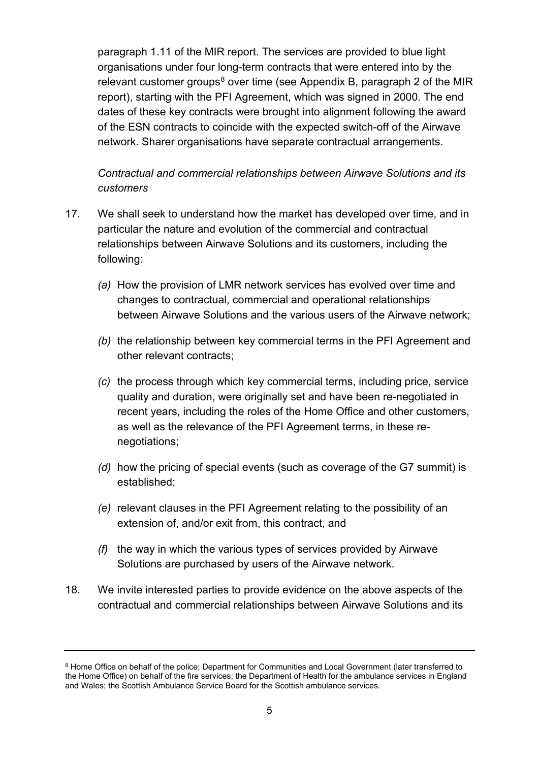paragraph 1.11 of the MIR report. The services are provided to blue light organisations under four long-term contracts that were entered into by the relevant customer groups[8] over time (see Appendix B, paragraph 2 of the MIR report), starting with the PFI Agreement, which was signed in 2000. The end dates of these key contracts were brought into alignment following the award of the ESN contracts to coincide with the expected switch-off of the Airwave network. Sharer organisations have separate contractual arrangements.

*Contractual and commercial relationships between Airwave Solutions and its customers*

17. We shall seek to understand how the market has developed over time, and in particular the nature and evolution of the commercial and contractual relationships between Airwave Solutions and its customers, including the following:

    *(a)* How the provision of LMR network services has evolved over time and changes to contractual, commercial and operational relationships between Airwave Solutions and the various users of the Airwave network;

    *(b)* the relationship between key commercial terms in the PFI Agreement and other relevant contracts;

    *(c)* the process through which key commercial terms, including price, service quality and duration, were originally set and have been re-negotiated in recent years, including the roles of the Home Office and other customers, as well as the relevance of the PFI Agreement terms, in these re-negotiations;

    *(d)* how the pricing of special events (such as coverage of the G7 summit) is established;

    *(e)* relevant clauses in the PFI Agreement relating to the possibility of an extension of, and/or exit from, this contract, and

    *(f)* the way in which the various types of services provided by Airwave Solutions are purchased by users of the Airwave network.

18. We invite interested parties to provide evidence on the above aspects of the contractual and commercial relationships between Airwave Solutions and its

---

[8] Home Office on behalf of the police; Department for Communities and Local Government (later transferred to the Home Office) on behalf of the fire services; the Department of Health for the ambulance services in England and Wales; the Scottish Ambulance Service Board for the Scottish ambulance services.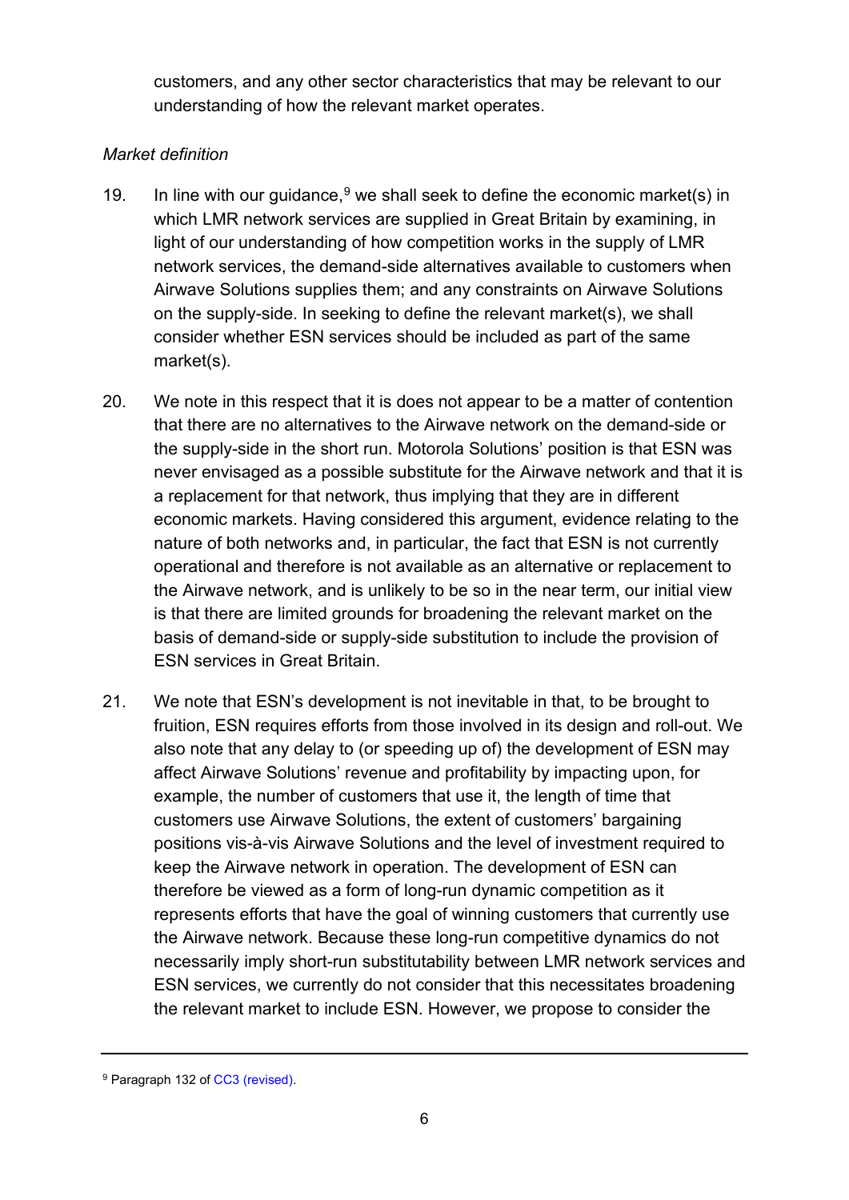customers, and any other sector characteristics that may be relevant to our understanding of how the relevant market operates.

*Market definition*

19. In line with our guidance,[9] we shall seek to define the economic market(s) in which LMR network services are supplied in Great Britain by examining, in light of our understanding of how competition works in the supply of LMR network services, the demand-side alternatives available to customers when Airwave Solutions supplies them; and any constraints on Airwave Solutions on the supply-side. In seeking to define the relevant market(s), we shall consider whether ESN services should be included as part of the same market(s).

20. We note in this respect that it is does not appear to be a matter of contention that there are no alternatives to the Airwave network on the demand-side or the supply-side in the short run. Motorola Solutions' position is that ESN was never envisaged as a possible substitute for the Airwave network and that it is a replacement for that network, thus implying that they are in different economic markets. Having considered this argument, evidence relating to the nature of both networks and, in particular, the fact that ESN is not currently operational and therefore is not available as an alternative or replacement to the Airwave network, and is unlikely to be so in the near term, our initial view is that there are limited grounds for broadening the relevant market on the basis of demand-side or supply-side substitution to include the provision of ESN services in Great Britain.

21. We note that ESN's development is not inevitable in that, to be brought to fruition, ESN requires efforts from those involved in its design and roll-out. We also note that any delay to (or speeding up of) the development of ESN may affect Airwave Solutions' revenue and profitability by impacting upon, for example, the number of customers that use it, the length of time that customers use Airwave Solutions, the extent of customers' bargaining positions vis-à-vis Airwave Solutions and the level of investment required to keep the Airwave network in operation. The development of ESN can therefore be viewed as a form of long-run dynamic competition as it represents efforts that have the goal of winning customers that currently use the Airwave network. Because these long-run competitive dynamics do not necessarily imply short-run substitutability between LMR network services and ESN services, we currently do not consider that this necessitates broadening the relevant market to include ESN. However, we propose to consider the

[9] Paragraph 132 of CC3 (revised).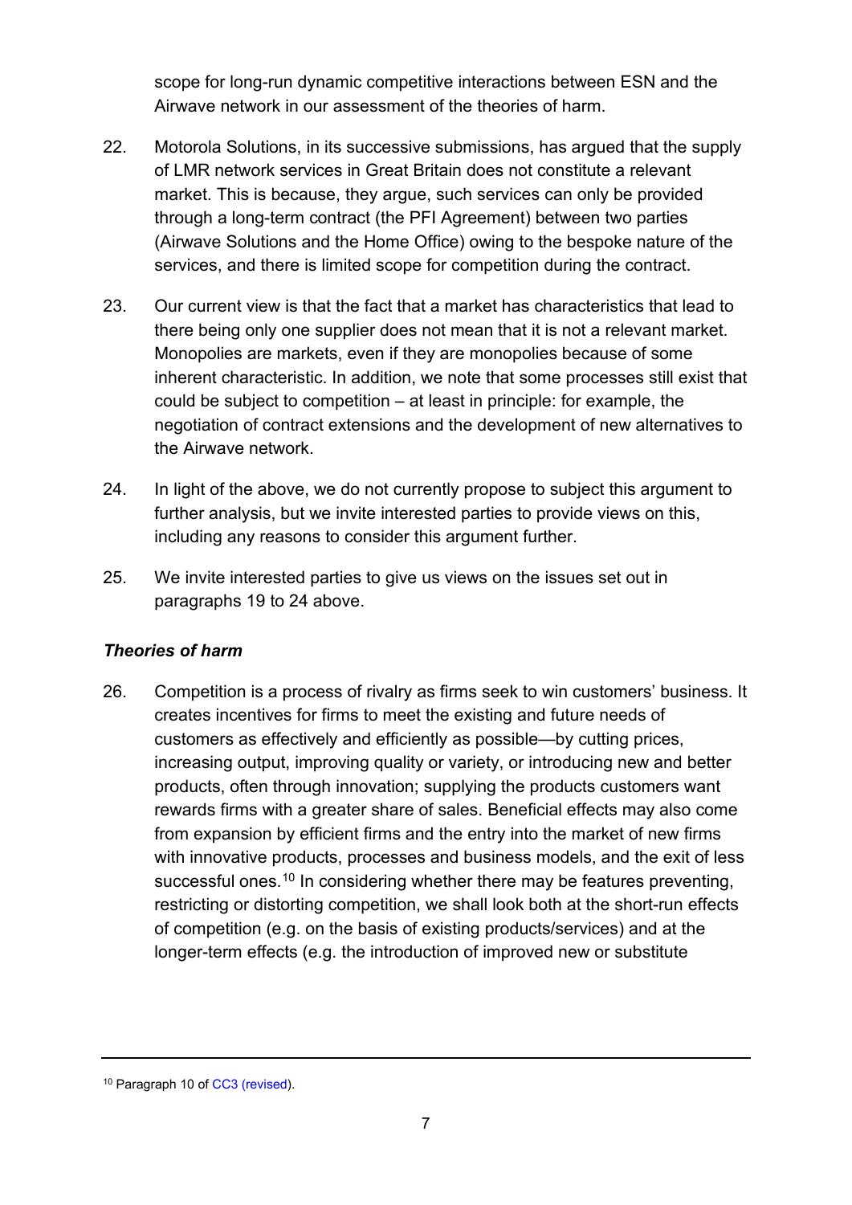scope for long-run dynamic competitive interactions between ESN and the Airwave network in our assessment of the theories of harm.

22. Motorola Solutions, in its successive submissions, has argued that the supply of LMR network services in Great Britain does not constitute a relevant market. This is because, they argue, such services can only be provided through a long-term contract (the PFI Agreement) between two parties (Airwave Solutions and the Home Office) owing to the bespoke nature of the services, and there is limited scope for competition during the contract.

23. Our current view is that the fact that a market has characteristics that lead to there being only one supplier does not mean that it is not a relevant market. Monopolies are markets, even if they are monopolies because of some inherent characteristic. In addition, we note that some processes still exist that could be subject to competition – at least in principle: for example, the negotiation of contract extensions and the development of new alternatives to the Airwave network.

24. In light of the above, we do not currently propose to subject this argument to further analysis, but we invite interested parties to provide views on this, including any reasons to consider this argument further.

25. We invite interested parties to give us views on the issues set out in paragraphs 19 to 24 above.

### *Theories of harm*

26. Competition is a process of rivalry as firms seek to win customers' business. It creates incentives for firms to meet the existing and future needs of customers as effectively and efficiently as possible—by cutting prices, increasing output, improving quality or variety, or introducing new and better products, often through innovation; supplying the products customers want rewards firms with a greater share of sales. Beneficial effects may also come from expansion by efficient firms and the entry into the market of new firms with innovative products, processes and business models, and the exit of less successful ones.[10] In considering whether there may be features preventing, restricting or distorting competition, we shall look both at the short-run effects of competition (e.g. on the basis of existing products/services) and at the longer-term effects (e.g. the introduction of improved new or substitute

[10] Paragraph 10 of CC3 (revised).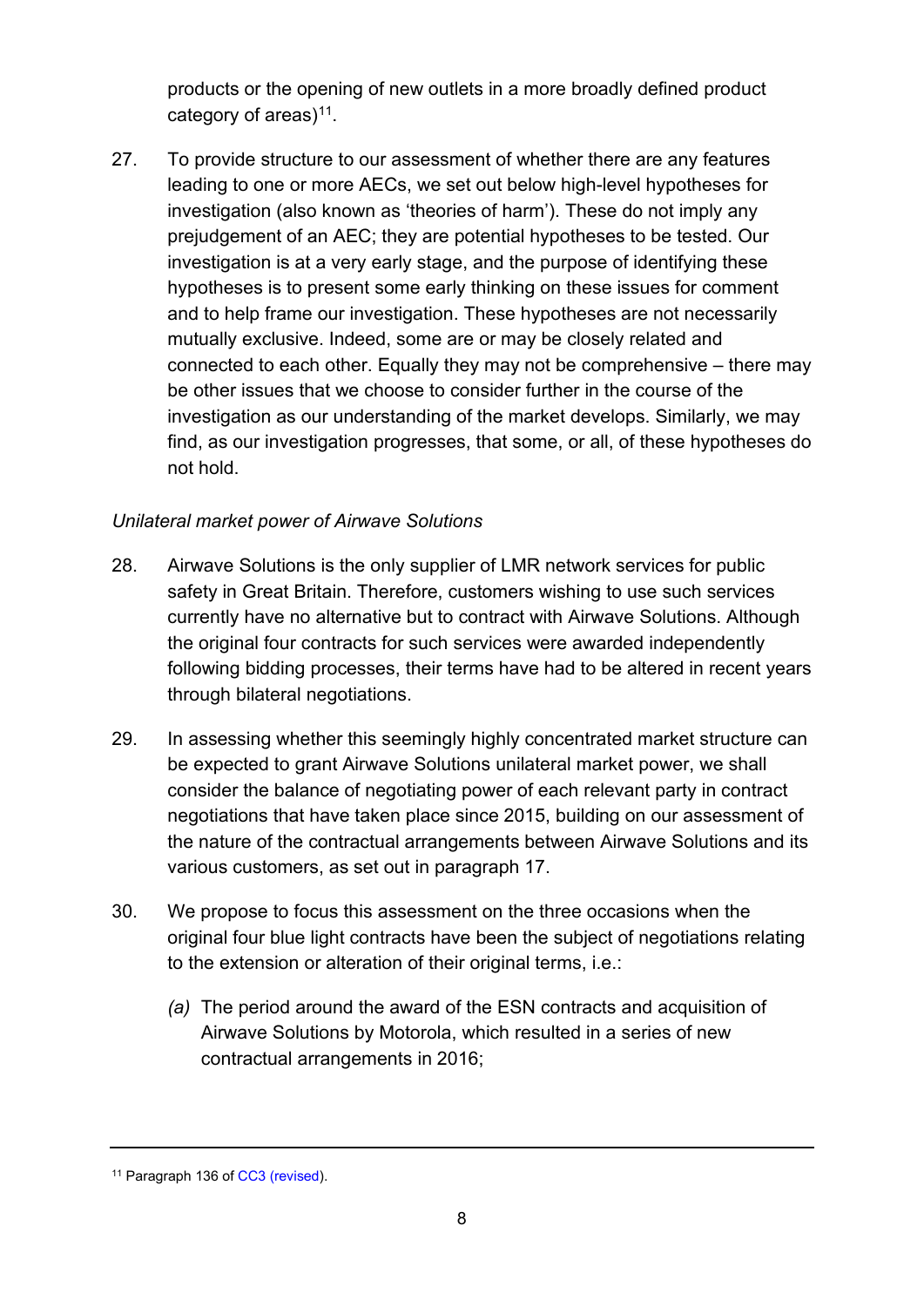products or the opening of new outlets in a more broadly defined product category of areas)[11].

27. To provide structure to our assessment of whether there are any features leading to one or more AECs, we set out below high-level hypotheses for investigation (also known as 'theories of harm'). These do not imply any prejudgement of an AEC; they are potential hypotheses to be tested. Our investigation is at a very early stage, and the purpose of identifying these hypotheses is to present some early thinking on these issues for comment and to help frame our investigation. These hypotheses are not necessarily mutually exclusive. Indeed, some are or may be closely related and connected to each other. Equally they may not be comprehensive – there may be other issues that we choose to consider further in the course of the investigation as our understanding of the market develops. Similarly, we may find, as our investigation progresses, that some, or all, of these hypotheses do not hold.

*Unilateral market power of Airwave Solutions*

28. Airwave Solutions is the only supplier of LMR network services for public safety in Great Britain. Therefore, customers wishing to use such services currently have no alternative but to contract with Airwave Solutions. Although the original four contracts for such services were awarded independently following bidding processes, their terms have had to be altered in recent years through bilateral negotiations.

29. In assessing whether this seemingly highly concentrated market structure can be expected to grant Airwave Solutions unilateral market power, we shall consider the balance of negotiating power of each relevant party in contract negotiations that have taken place since 2015, building on our assessment of the nature of the contractual arrangements between Airwave Solutions and its various customers, as set out in paragraph 17.

30. We propose to focus this assessment on the three occasions when the original four blue light contracts have been the subject of negotiations relating to the extension or alteration of their original terms, i.e.:

    *(a)* The period around the award of the ESN contracts and acquisition of Airwave Solutions by Motorola, which resulted in a series of new contractual arrangements in 2016;

---

[11] Paragraph 136 of CC3 (revised).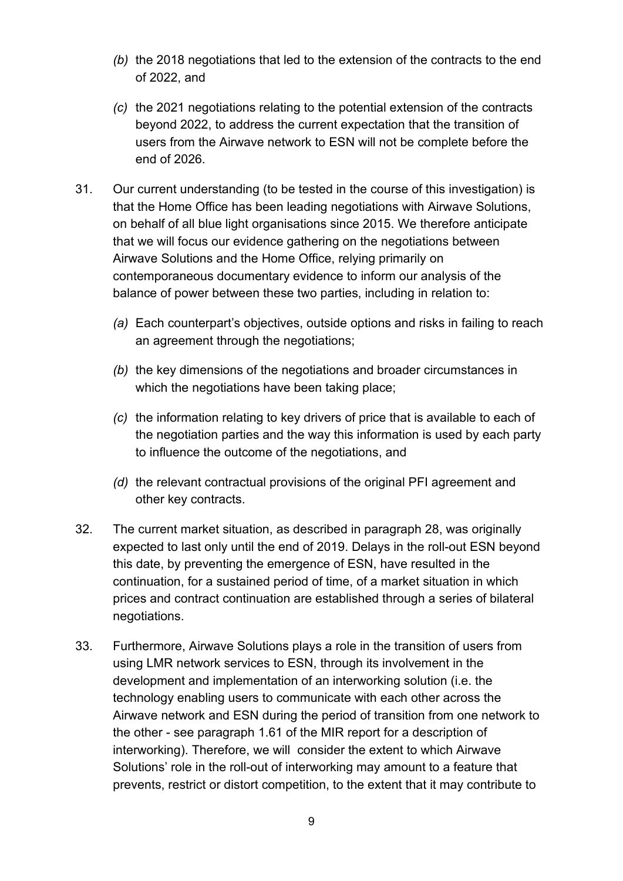(b) the 2018 negotiations that led to the extension of the contracts to the end of 2022, and

(c) the 2021 negotiations relating to the potential extension of the contracts beyond 2022, to address the current expectation that the transition of users from the Airwave network to ESN will not be complete before the end of 2026.

31. Our current understanding (to be tested in the course of this investigation) is that the Home Office has been leading negotiations with Airwave Solutions, on behalf of all blue light organisations since 2015. We therefore anticipate that we will focus our evidence gathering on the negotiations between Airwave Solutions and the Home Office, relying primarily on contemporaneous documentary evidence to inform our analysis of the balance of power between these two parties, including in relation to:

   (a) Each counterpart's objectives, outside options and risks in failing to reach an agreement through the negotiations;

   (b) the key dimensions of the negotiations and broader circumstances in which the negotiations have been taking place;

   (c) the information relating to key drivers of price that is available to each of the negotiation parties and the way this information is used by each party to influence the outcome of the negotiations, and

   (d) the relevant contractual provisions of the original PFI agreement and other key contracts.

32. The current market situation, as described in paragraph 28, was originally expected to last only until the end of 2019. Delays in the roll-out ESN beyond this date, by preventing the emergence of ESN, have resulted in the continuation, for a sustained period of time, of a market situation in which prices and contract continuation are established through a series of bilateral negotiations.

33. Furthermore, Airwave Solutions plays a role in the transition of users from using LMR network services to ESN, through its involvement in the development and implementation of an interworking solution (i.e. the technology enabling users to communicate with each other across the Airwave network and ESN during the period of transition from one network to the other - see paragraph 1.61 of the MIR report for a description of interworking). Therefore, we will consider the extent to which Airwave Solutions' role in the roll-out of interworking may amount to a feature that prevents, restrict or distort competition, to the extent that it may contribute to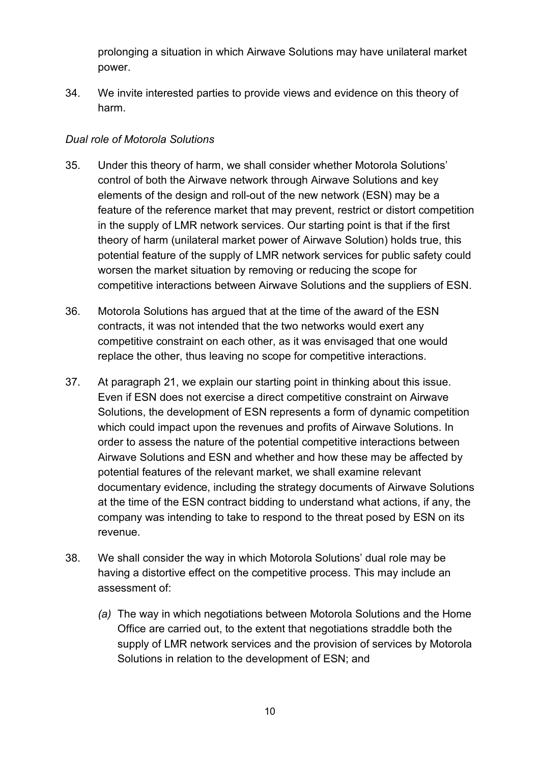prolonging a situation in which Airwave Solutions may have unilateral market power.

34. We invite interested parties to provide views and evidence on this theory of harm.

*Dual role of Motorola Solutions*

35. Under this theory of harm, we shall consider whether Motorola Solutions' control of both the Airwave network through Airwave Solutions and key elements of the design and roll-out of the new network (ESN) may be a feature of the reference market that may prevent, restrict or distort competition in the supply of LMR network services. Our starting point is that if the first theory of harm (unilateral market power of Airwave Solution) holds true, this potential feature of the supply of LMR network services for public safety could worsen the market situation by removing or reducing the scope for competitive interactions between Airwave Solutions and the suppliers of ESN.

36. Motorola Solutions has argued that at the time of the award of the ESN contracts, it was not intended that the two networks would exert any competitive constraint on each other, as it was envisaged that one would replace the other, thus leaving no scope for competitive interactions.

37. At paragraph 21, we explain our starting point in thinking about this issue. Even if ESN does not exercise a direct competitive constraint on Airwave Solutions, the development of ESN represents a form of dynamic competition which could impact upon the revenues and profits of Airwave Solutions. In order to assess the nature of the potential competitive interactions between Airwave Solutions and ESN and whether and how these may be affected by potential features of the relevant market, we shall examine relevant documentary evidence, including the strategy documents of Airwave Solutions at the time of the ESN contract bidding to understand what actions, if any, the company was intending to take to respond to the threat posed by ESN on its revenue.

38. We shall consider the way in which Motorola Solutions' dual role may be having a distortive effect on the competitive process. This may include an assessment of:

    *(a)* The way in which negotiations between Motorola Solutions and the Home Office are carried out, to the extent that negotiations straddle both the supply of LMR network services and the provision of services by Motorola Solutions in relation to the development of ESN; and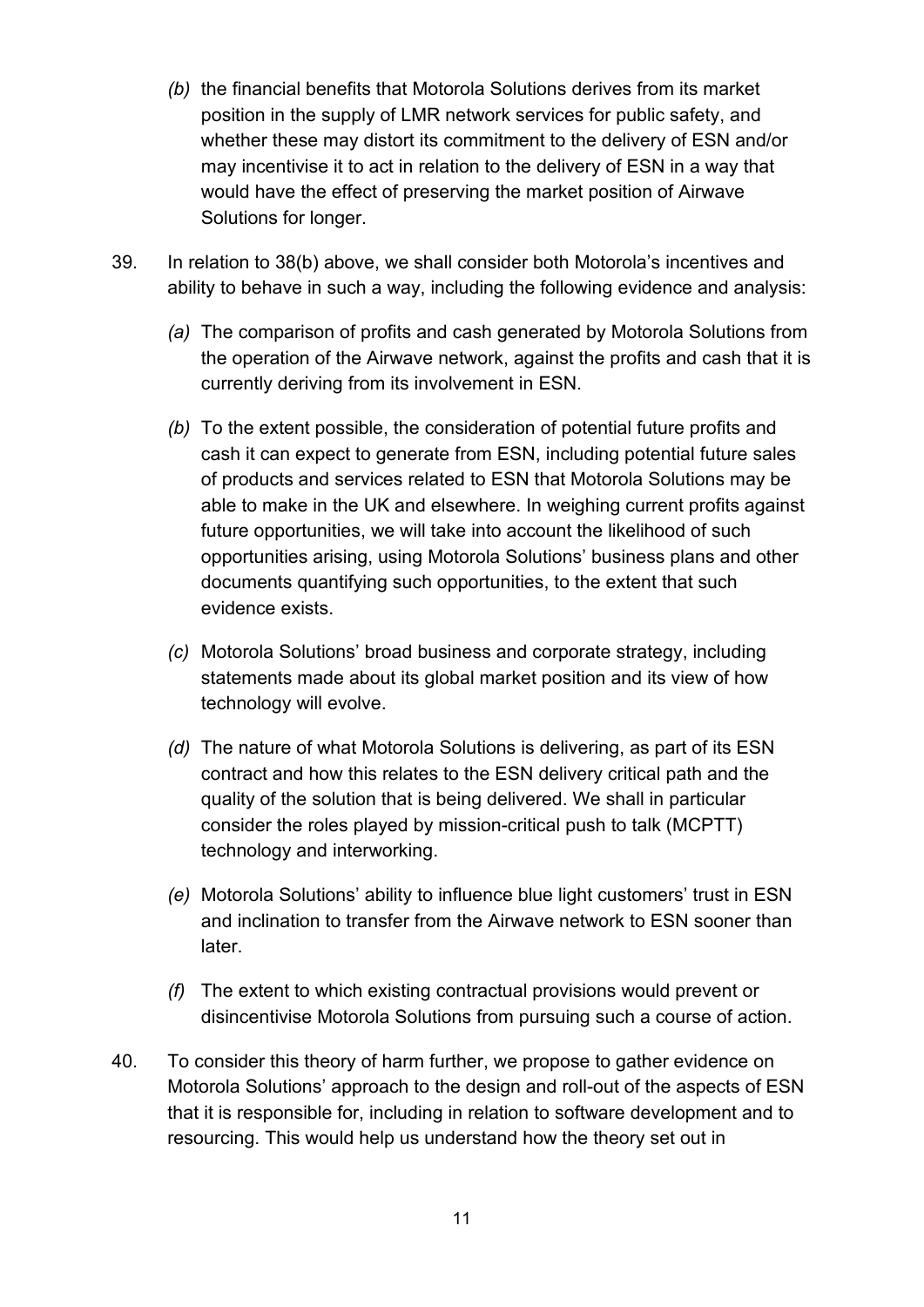*(b)* the financial benefits that Motorola Solutions derives from its market position in the supply of LMR network services for public safety, and whether these may distort its commitment to the delivery of ESN and/or may incentivise it to act in relation to the delivery of ESN in a way that would have the effect of preserving the market position of Airwave Solutions for longer.

39. In relation to 38(b) above, we shall consider both Motorola's incentives and ability to behave in such a way, including the following evidence and analysis:

    *(a)* The comparison of profits and cash generated by Motorola Solutions from the operation of the Airwave network, against the profits and cash that it is currently deriving from its involvement in ESN.

    *(b)* To the extent possible, the consideration of potential future profits and cash it can expect to generate from ESN, including potential future sales of products and services related to ESN that Motorola Solutions may be able to make in the UK and elsewhere. In weighing current profits against future opportunities, we will take into account the likelihood of such opportunities arising, using Motorola Solutions' business plans and other documents quantifying such opportunities, to the extent that such evidence exists.

    *(c)* Motorola Solutions' broad business and corporate strategy, including statements made about its global market position and its view of how technology will evolve.

    *(d)* The nature of what Motorola Solutions is delivering, as part of its ESN contract and how this relates to the ESN delivery critical path and the quality of the solution that is being delivered. We shall in particular consider the roles played by mission-critical push to talk (MCPTT) technology and interworking.

    *(e)* Motorola Solutions' ability to influence blue light customers' trust in ESN and inclination to transfer from the Airwave network to ESN sooner than later.

    *(f)* The extent to which existing contractual provisions would prevent or disincentivise Motorola Solutions from pursuing such a course of action.

40. To consider this theory of harm further, we propose to gather evidence on Motorola Solutions' approach to the design and roll-out of the aspects of ESN that it is responsible for, including in relation to software development and to resourcing. This would help us understand how the theory set out in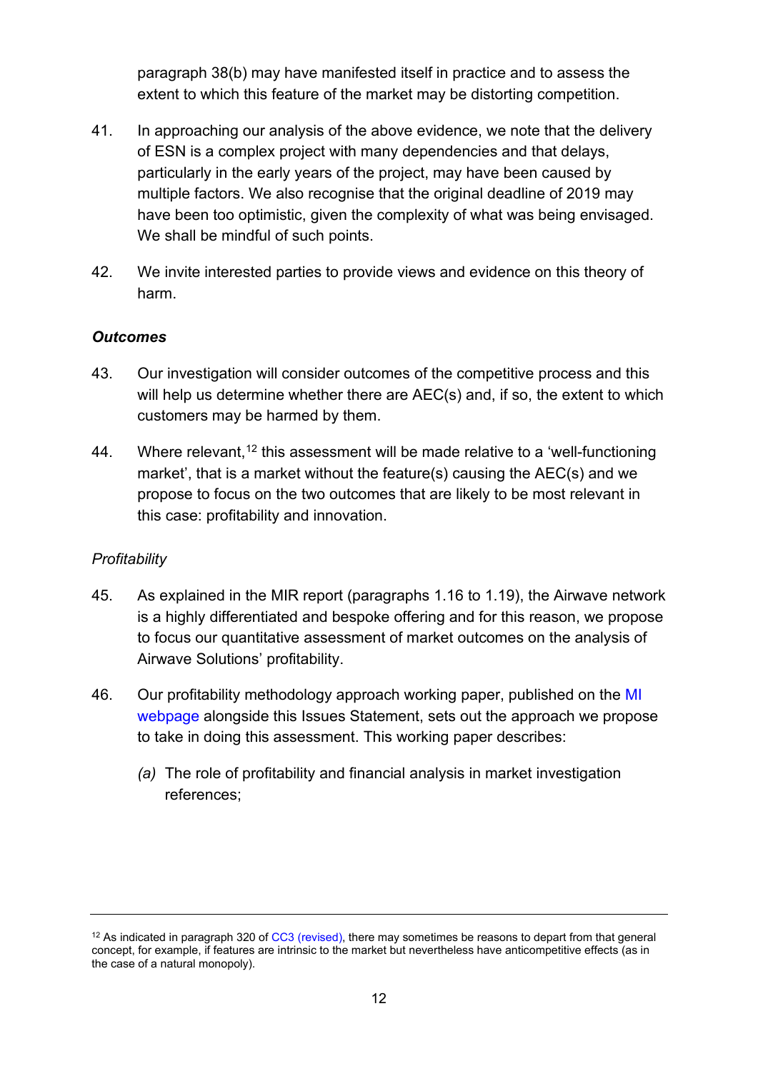paragraph 38(b) may have manifested itself in practice and to assess the extent to which this feature of the market may be distorting competition.

41. In approaching our analysis of the above evidence, we note that the delivery of ESN is a complex project with many dependencies and that delays, particularly in the early years of the project, may have been caused by multiple factors. We also recognise that the original deadline of 2019 may have been too optimistic, given the complexity of what was being envisaged. We shall be mindful of such points.

42. We invite interested parties to provide views and evidence on this theory of harm.

***Outcomes***

43. Our investigation will consider outcomes of the competitive process and this will help us determine whether there are AEC(s) and, if so, the extent to which customers may be harmed by them.

44. Where relevant,[12] this assessment will be made relative to a 'well-functioning market', that is a market without the feature(s) causing the AEC(s) and we propose to focus on the two outcomes that are likely to be most relevant in this case: profitability and innovation.

*Profitability*

45. As explained in the MIR report (paragraphs 1.16 to 1.19), the Airwave network is a highly differentiated and bespoke offering and for this reason, we propose to focus our quantitative assessment of market outcomes on the analysis of Airwave Solutions' profitability.

46. Our profitability methodology approach working paper, published on the MI webpage alongside this Issues Statement, sets out the approach we propose to take in doing this assessment. This working paper describes:

    *(a)* The role of profitability and financial analysis in market investigation references;

---

[12] As indicated in paragraph 320 of CC3 (revised), there may sometimes be reasons to depart from that general concept, for example, if features are intrinsic to the market but nevertheless have anticompetitive effects (as in the case of a natural monopoly).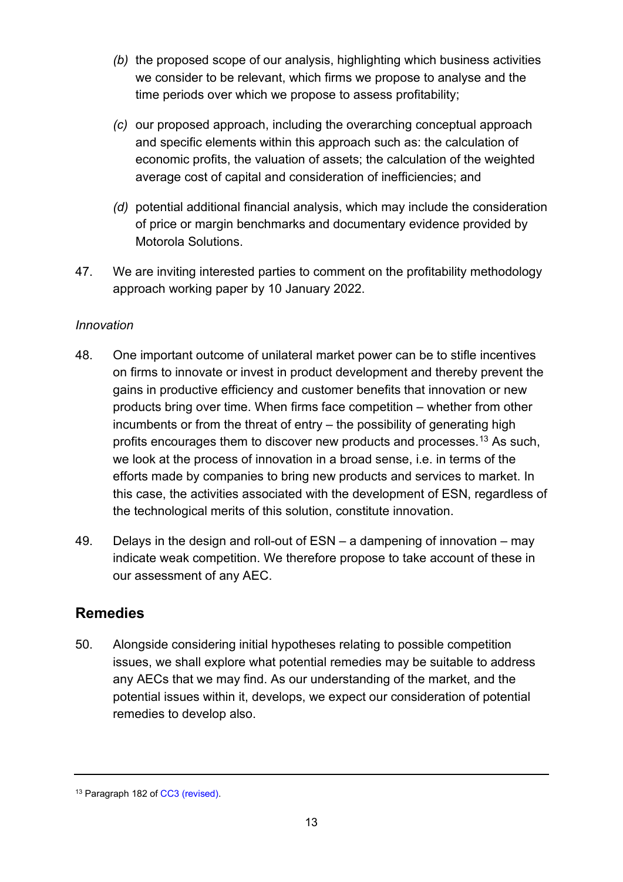- *(b)* the proposed scope of our analysis, highlighting which business activities we consider to be relevant, which firms we propose to analyse and the time periods over which we propose to assess profitability;
- *(c)* our proposed approach, including the overarching conceptual approach and specific elements within this approach such as: the calculation of economic profits, the valuation of assets; the calculation of the weighted average cost of capital and consideration of inefficiencies; and
- *(d)* potential additional financial analysis, which may include the consideration of price or margin benchmarks and documentary evidence provided by Motorola Solutions.

47. We are inviting interested parties to comment on the profitability methodology approach working paper by 10 January 2022.

*Innovation*

48. One important outcome of unilateral market power can be to stifle incentives on firms to innovate or invest in product development and thereby prevent the gains in productive efficiency and customer benefits that innovation or new products bring over time. When firms face competition – whether from other incumbents or from the threat of entry – the possibility of generating high profits encourages them to discover new products and processes.[13] As such, we look at the process of innovation in a broad sense, i.e. in terms of the efforts made by companies to bring new products and services to market. In this case, the activities associated with the development of ESN, regardless of the technological merits of this solution, constitute innovation.

49. Delays in the design and roll-out of ESN – a dampening of innovation – may indicate weak competition. We therefore propose to take account of these in our assessment of any AEC.

## Remedies

50. Alongside considering initial hypotheses relating to possible competition issues, we shall explore what potential remedies may be suitable to address any AECs that we may find. As our understanding of the market, and the potential issues within it, develops, we expect our consideration of potential remedies to develop also.

---

[13] Paragraph 182 of CC3 (revised).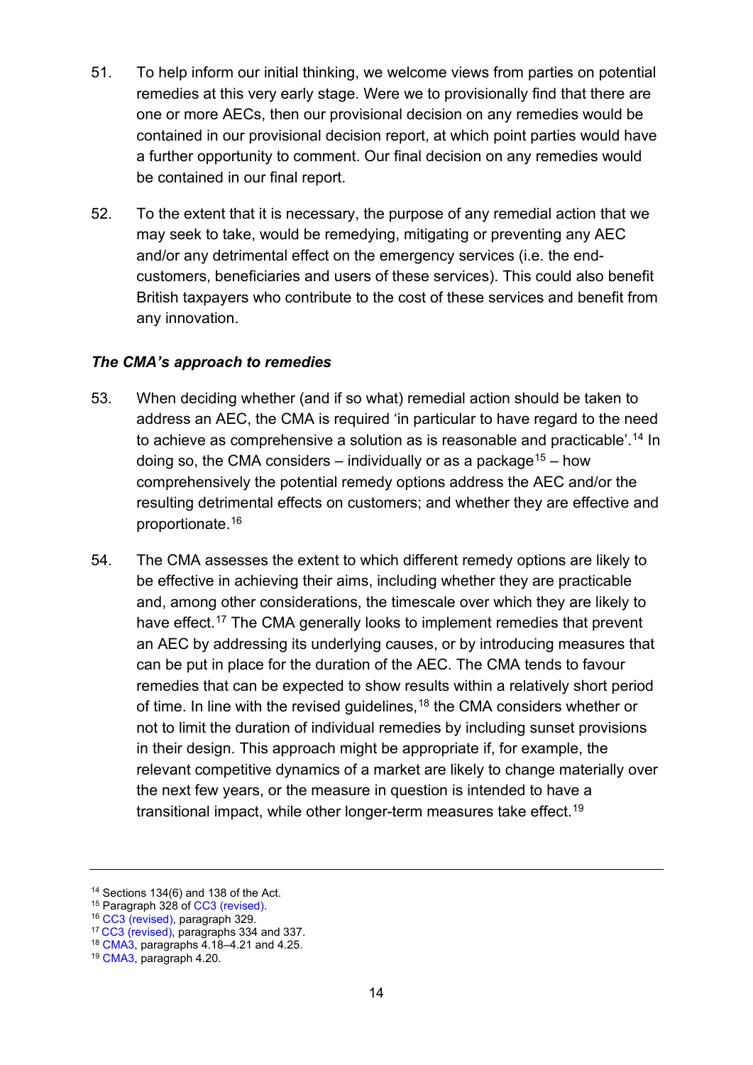51. To help inform our initial thinking, we welcome views from parties on potential remedies at this very early stage. Were we to provisionally find that there are one or more AECs, then our provisional decision on any remedies would be contained in our provisional decision report, at which point parties would have a further opportunity to comment. Our final decision on any remedies would be contained in our final report.

52. To the extent that it is necessary, the purpose of any remedial action that we may seek to take, would be remedying, mitigating or preventing any AEC and/or any detrimental effect on the emergency services (i.e. the end-customers, beneficiaries and users of these services). This could also benefit British taxpayers who contribute to the cost of these services and benefit from any innovation.

### *The CMA's approach to remedies*

53. When deciding whether (and if so what) remedial action should be taken to address an AEC, the CMA is required 'in particular to have regard to the need to achieve as comprehensive a solution as is reasonable and practicable'.[14] In doing so, the CMA considers – individually or as a package[15] – how comprehensively the potential remedy options address the AEC and/or the resulting detrimental effects on customers; and whether they are effective and proportionate.[16]

54. The CMA assesses the extent to which different remedy options are likely to be effective in achieving their aims, including whether they are practicable and, among other considerations, the timescale over which they are likely to have effect.[17] The CMA generally looks to implement remedies that prevent an AEC by addressing its underlying causes, or by introducing measures that can be put in place for the duration of the AEC. The CMA tends to favour remedies that can be expected to show results within a relatively short period of time. In line with the revised guidelines,[18] the CMA considers whether or not to limit the duration of individual remedies by including sunset provisions in their design. This approach might be appropriate if, for example, the relevant competitive dynamics of a market are likely to change materially over the next few years, or the measure in question is intended to have a transitional impact, while other longer-term measures take effect.[19]

---

[14] Sections 134(6) and 138 of the Act.
[15] Paragraph 328 of CC3 (revised).
[16] CC3 (revised), paragraph 329.
[17] CC3 (revised), paragraphs 334 and 337.
[18] CMA3, paragraphs 4.18–4.21 and 4.25.
[19] CMA3, paragraph 4.20.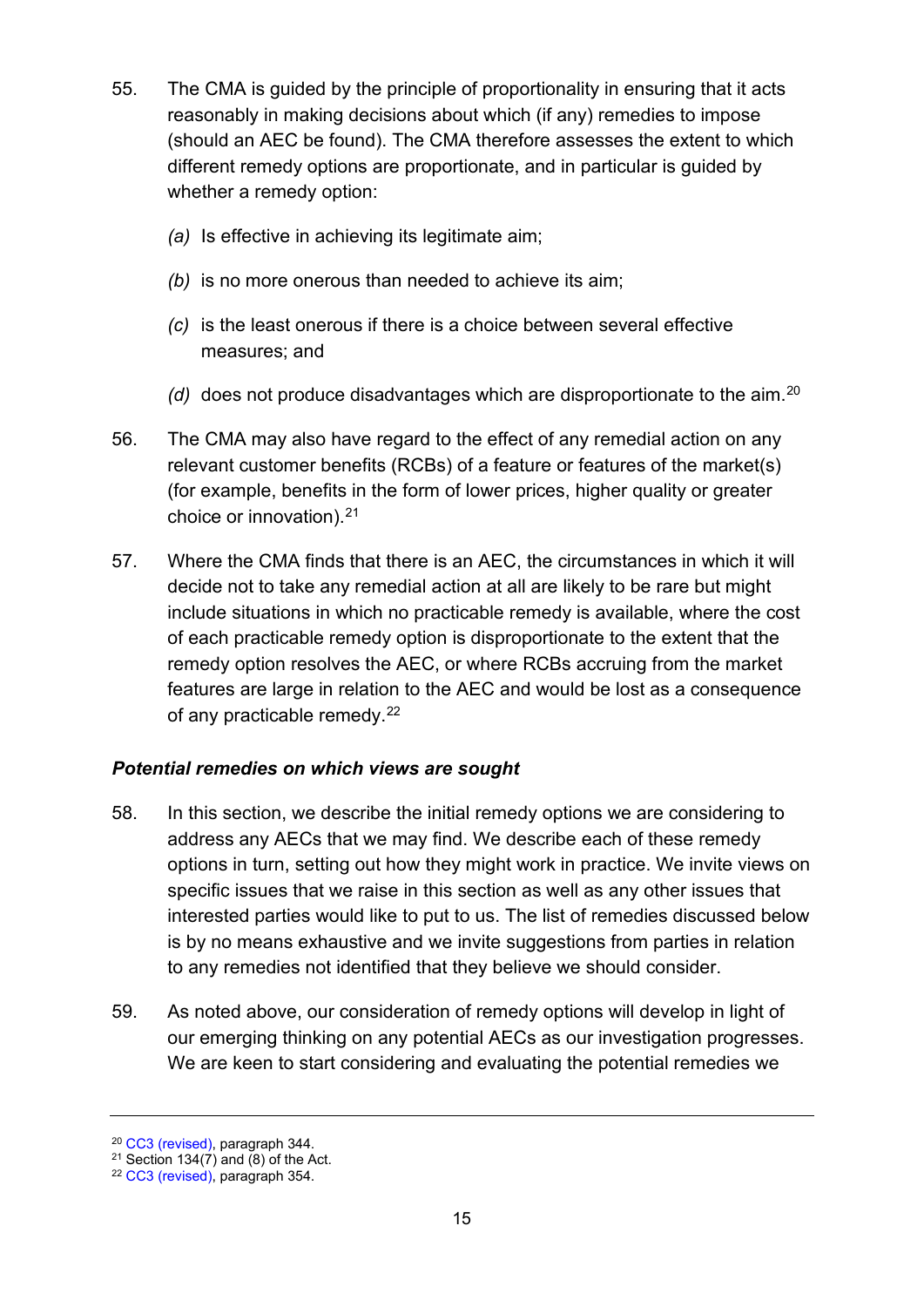55. The CMA is guided by the principle of proportionality in ensuring that it acts reasonably in making decisions about which (if any) remedies to impose (should an AEC be found). The CMA therefore assesses the extent to which different remedy options are proportionate, and in particular is guided by whether a remedy option:

    *(a)* Is effective in achieving its legitimate aim;

    *(b)* is no more onerous than needed to achieve its aim;

    *(c)* is the least onerous if there is a choice between several effective measures; and

    *(d)* does not produce disadvantages which are disproportionate to the aim.[20]

56. The CMA may also have regard to the effect of any remedial action on any relevant customer benefits (RCBs) of a feature or features of the market(s) (for example, benefits in the form of lower prices, higher quality or greater choice or innovation).[21]

57. Where the CMA finds that there is an AEC, the circumstances in which it will decide not to take any remedial action at all are likely to be rare but might include situations in which no practicable remedy is available, where the cost of each practicable remedy option is disproportionate to the extent that the remedy option resolves the AEC, or where RCBs accruing from the market features are large in relation to the AEC and would be lost as a consequence of any practicable remedy.[22]

### *Potential remedies on which views are sought*

58. In this section, we describe the initial remedy options we are considering to address any AECs that we may find. We describe each of these remedy options in turn, setting out how they might work in practice. We invite views on specific issues that we raise in this section as well as any other issues that interested parties would like to put to us. The list of remedies discussed below is by no means exhaustive and we invite suggestions from parties in relation to any remedies not identified that they believe we should consider.

59. As noted above, our consideration of remedy options will develop in light of our emerging thinking on any potential AECs as our investigation progresses. We are keen to start considering and evaluating the potential remedies we

---

[20] CC3 (revised), paragraph 344.

[21] Section 134(7) and (8) of the Act.

[22] CC3 (revised), paragraph 354.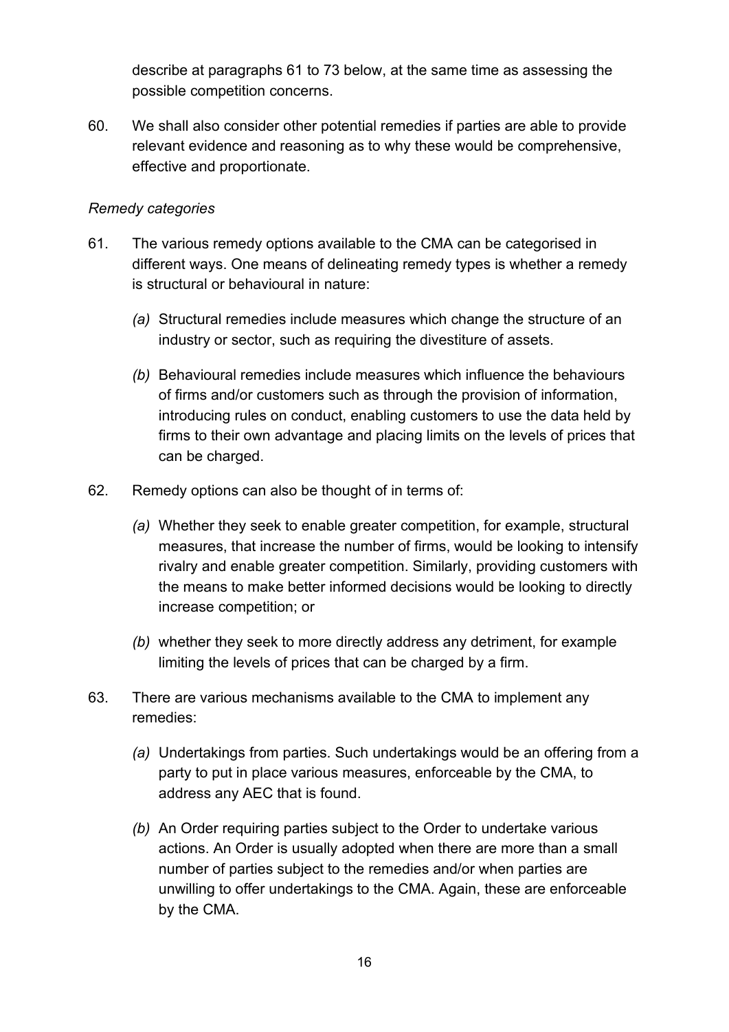describe at paragraphs 61 to 73 below, at the same time as assessing the possible competition concerns.

60. We shall also consider other potential remedies if parties are able to provide relevant evidence and reasoning as to why these would be comprehensive, effective and proportionate.

*Remedy categories*

61. The various remedy options available to the CMA can be categorised in different ways. One means of delineating remedy types is whether a remedy is structural or behavioural in nature:

    *(a)* Structural remedies include measures which change the structure of an industry or sector, such as requiring the divestiture of assets.

    *(b)* Behavioural remedies include measures which influence the behaviours of firms and/or customers such as through the provision of information, introducing rules on conduct, enabling customers to use the data held by firms to their own advantage and placing limits on the levels of prices that can be charged.

62. Remedy options can also be thought of in terms of:

    *(a)* Whether they seek to enable greater competition, for example, structural measures, that increase the number of firms, would be looking to intensify rivalry and enable greater competition. Similarly, providing customers with the means to make better informed decisions would be looking to directly increase competition; or

    *(b)* whether they seek to more directly address any detriment, for example limiting the levels of prices that can be charged by a firm.

63. There are various mechanisms available to the CMA to implement any remedies:

    *(a)* Undertakings from parties. Such undertakings would be an offering from a party to put in place various measures, enforceable by the CMA, to address any AEC that is found.

    *(b)* An Order requiring parties subject to the Order to undertake various actions. An Order is usually adopted when there are more than a small number of parties subject to the remedies and/or when parties are unwilling to offer undertakings to the CMA. Again, these are enforceable by the CMA.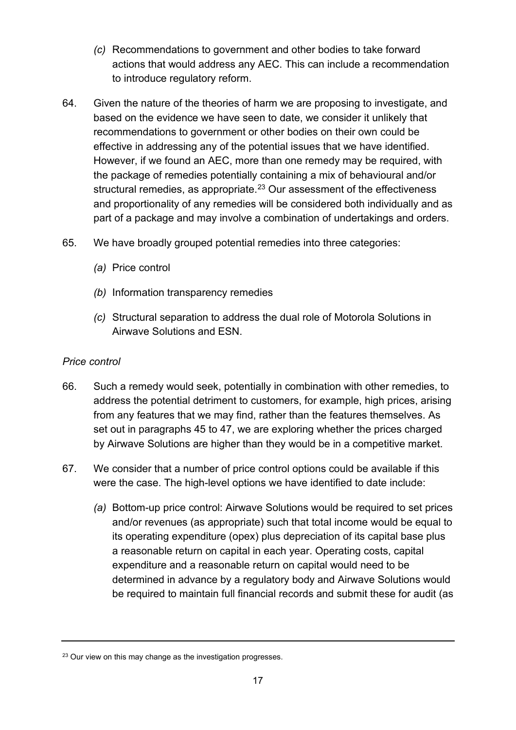*(c)* Recommendations to government and other bodies to take forward actions that would address any AEC. This can include a recommendation to introduce regulatory reform.

64. Given the nature of the theories of harm we are proposing to investigate, and based on the evidence we have seen to date, we consider it unlikely that recommendations to government or other bodies on their own could be effective in addressing any of the potential issues that we have identified. However, if we found an AEC, more than one remedy may be required, with the package of remedies potentially containing a mix of behavioural and/or structural remedies, as appropriate.[23] Our assessment of the effectiveness and proportionality of any remedies will be considered both individually and as part of a package and may involve a combination of undertakings and orders.

65. We have broadly grouped potential remedies into three categories:

   *(a)* Price control

   *(b)* Information transparency remedies

   *(c)* Structural separation to address the dual role of Motorola Solutions in Airwave Solutions and ESN.

*Price control*

66. Such a remedy would seek, potentially in combination with other remedies, to address the potential detriment to customers, for example, high prices, arising from any features that we may find, rather than the features themselves. As set out in paragraphs 45 to 47, we are exploring whether the prices charged by Airwave Solutions are higher than they would be in a competitive market.

67. We consider that a number of price control options could be available if this were the case. The high-level options we have identified to date include:

   *(a)* Bottom-up price control: Airwave Solutions would be required to set prices and/or revenues (as appropriate) such that total income would be equal to its operating expenditure (opex) plus depreciation of its capital base plus a reasonable return on capital in each year. Operating costs, capital expenditure and a reasonable return on capital would need to be determined in advance by a regulatory body and Airwave Solutions would be required to maintain full financial records and submit these for audit (as

---

[23] Our view on this may change as the investigation progresses.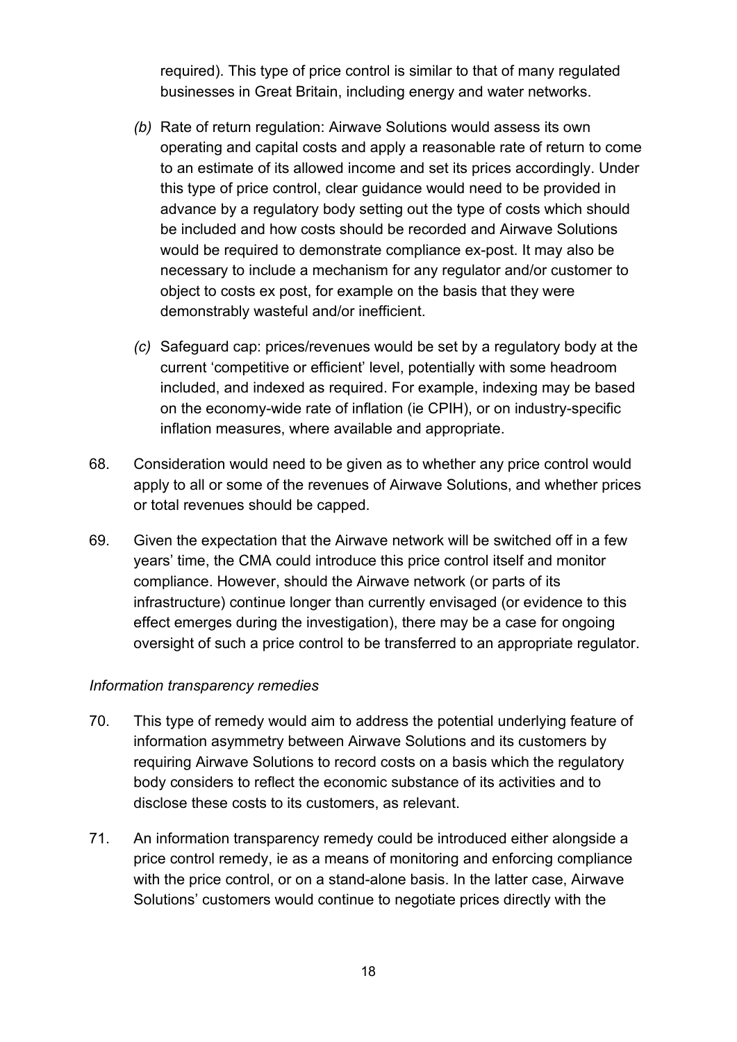required). This type of price control is similar to that of many regulated businesses in Great Britain, including energy and water networks.

*(b)* Rate of return regulation: Airwave Solutions would assess its own operating and capital costs and apply a reasonable rate of return to come to an estimate of its allowed income and set its prices accordingly. Under this type of price control, clear guidance would need to be provided in advance by a regulatory body setting out the type of costs which should be included and how costs should be recorded and Airwave Solutions would be required to demonstrate compliance ex-post. It may also be necessary to include a mechanism for any regulator and/or customer to object to costs ex post, for example on the basis that they were demonstrably wasteful and/or inefficient.

*(c)* Safeguard cap: prices/revenues would be set by a regulatory body at the current 'competitive or efficient' level, potentially with some headroom included, and indexed as required. For example, indexing may be based on the economy-wide rate of inflation (ie CPIH), or on industry-specific inflation measures, where available and appropriate.

68. Consideration would need to be given as to whether any price control would apply to all or some of the revenues of Airwave Solutions, and whether prices or total revenues should be capped.

69. Given the expectation that the Airwave network will be switched off in a few years' time, the CMA could introduce this price control itself and monitor compliance. However, should the Airwave network (or parts of its infrastructure) continue longer than currently envisaged (or evidence to this effect emerges during the investigation), there may be a case for ongoing oversight of such a price control to be transferred to an appropriate regulator.

*Information transparency remedies*

70. This type of remedy would aim to address the potential underlying feature of information asymmetry between Airwave Solutions and its customers by requiring Airwave Solutions to record costs on a basis which the regulatory body considers to reflect the economic substance of its activities and to disclose these costs to its customers, as relevant.

71. An information transparency remedy could be introduced either alongside a price control remedy, ie as a means of monitoring and enforcing compliance with the price control, or on a stand-alone basis. In the latter case, Airwave Solutions' customers would continue to negotiate prices directly with the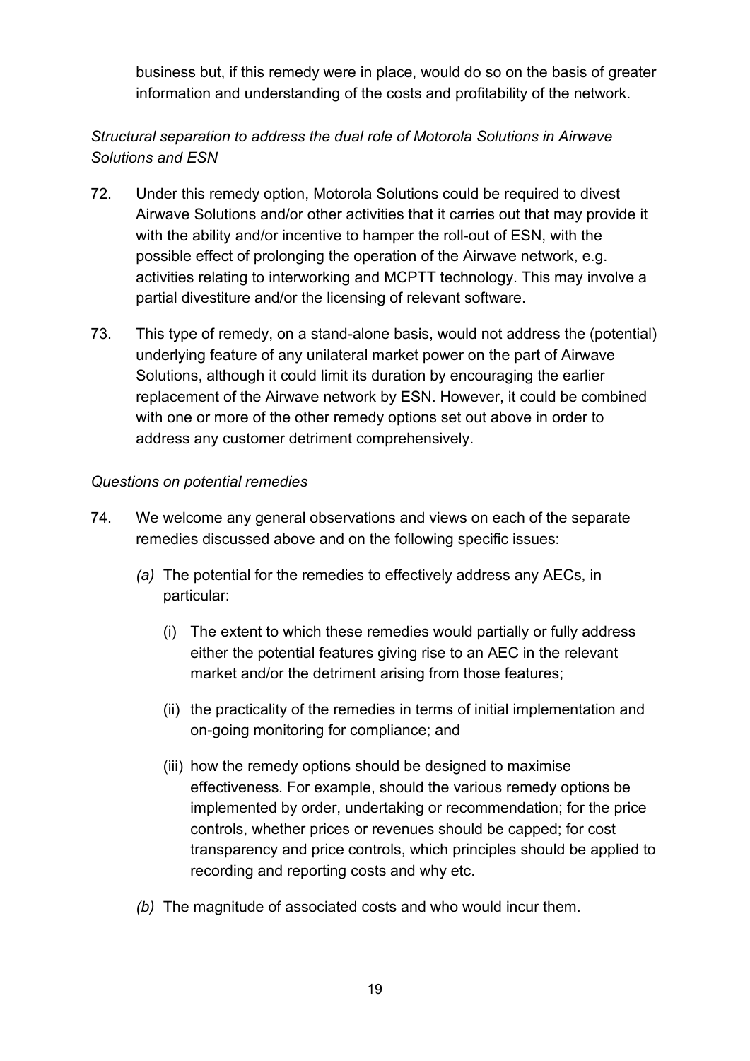business but, if this remedy were in place, would do so on the basis of greater information and understanding of the costs and profitability of the network.

*Structural separation to address the dual role of Motorola Solutions in Airwave Solutions and ESN*

72. Under this remedy option, Motorola Solutions could be required to divest Airwave Solutions and/or other activities that it carries out that may provide it with the ability and/or incentive to hamper the roll-out of ESN, with the possible effect of prolonging the operation of the Airwave network, e.g. activities relating to interworking and MCPTT technology. This may involve a partial divestiture and/or the licensing of relevant software.

73. This type of remedy, on a stand-alone basis, would not address the (potential) underlying feature of any unilateral market power on the part of Airwave Solutions, although it could limit its duration by encouraging the earlier replacement of the Airwave network by ESN. However, it could be combined with one or more of the other remedy options set out above in order to address any customer detriment comprehensively.

*Questions on potential remedies*

74. We welcome any general observations and views on each of the separate remedies discussed above and on the following specific issues:

    *(a)* The potential for the remedies to effectively address any AECs, in particular:

    (i) The extent to which these remedies would partially or fully address either the potential features giving rise to an AEC in the relevant market and/or the detriment arising from those features;

    (ii) the practicality of the remedies in terms of initial implementation and on-going monitoring for compliance; and

    (iii) how the remedy options should be designed to maximise effectiveness. For example, should the various remedy options be implemented by order, undertaking or recommendation; for the price controls, whether prices or revenues should be capped; for cost transparency and price controls, which principles should be applied to recording and reporting costs and why etc.

    *(b)* The magnitude of associated costs and who would incur them.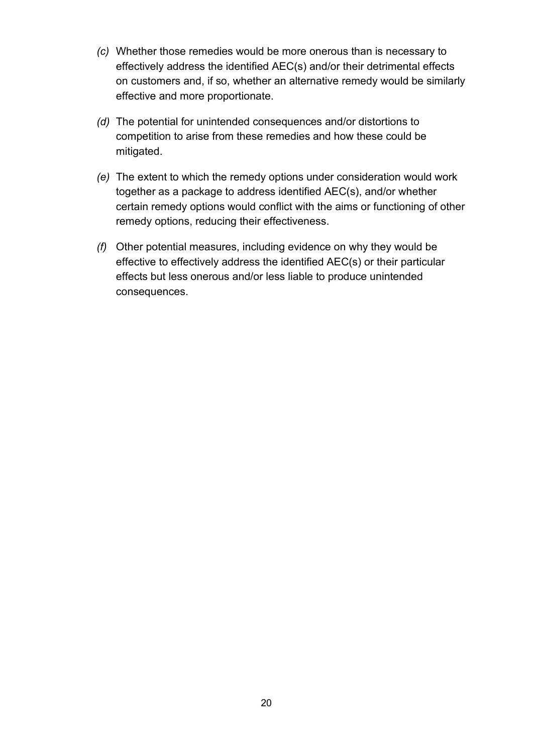*(c)* Whether those remedies would be more onerous than is necessary to effectively address the identified AEC(s) and/or their detrimental effects on customers and, if so, whether an alternative remedy would be similarly effective and more proportionate.

*(d)* The potential for unintended consequences and/or distortions to competition to arise from these remedies and how these could be mitigated.

*(e)* The extent to which the remedy options under consideration would work together as a package to address identified AEC(s), and/or whether certain remedy options would conflict with the aims or functioning of other remedy options, reducing their effectiveness.

*(f)* Other potential measures, including evidence on why they would be effective to effectively address the identified AEC(s) or their particular effects but less onerous and/or less liable to produce unintended consequences.